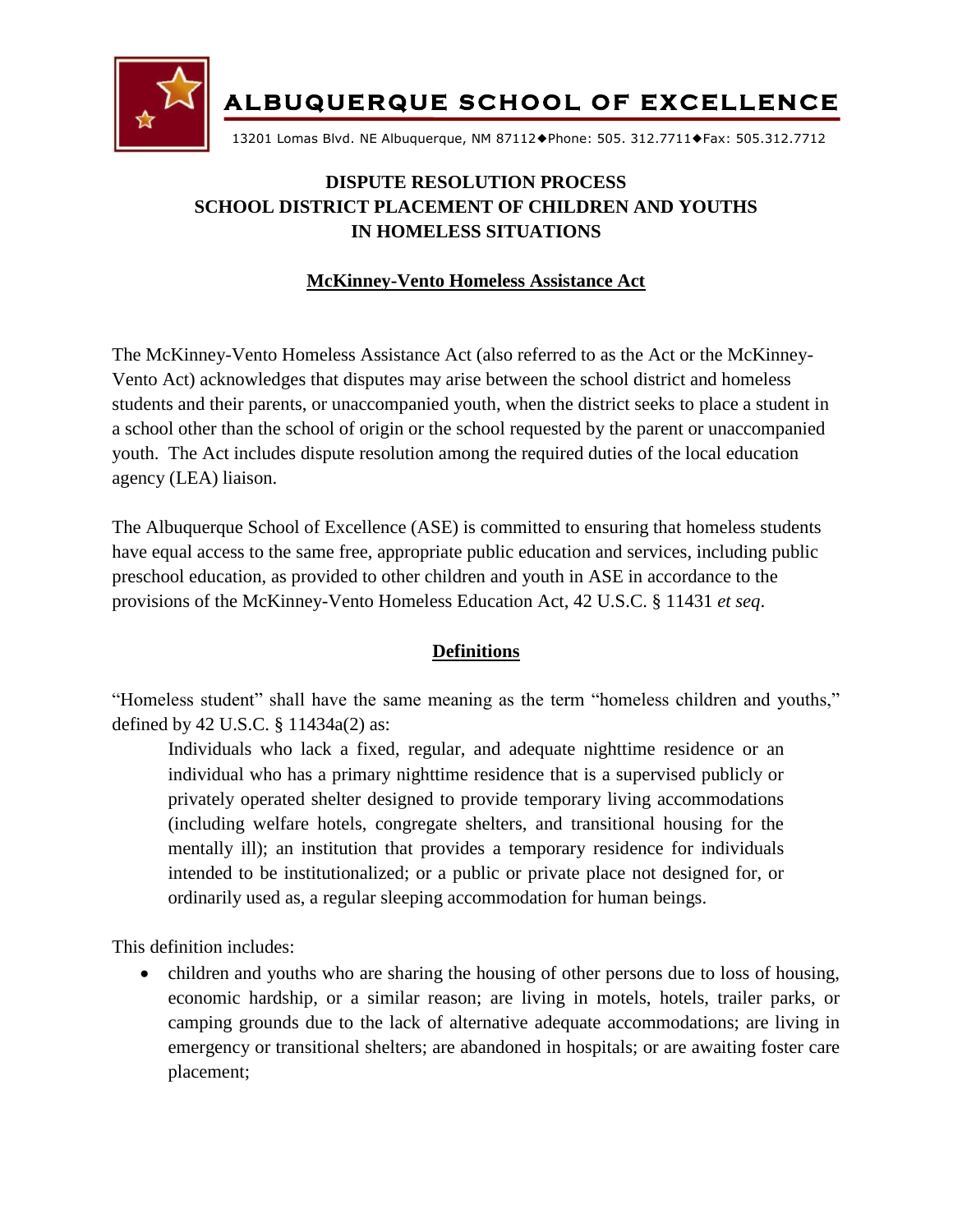# ALBUQUERQUE SCHOOL OF EXCELLENCE

13201 Lomas Blvd. NE Albuquerque, NM 87112◆Phone: 505. 312.7711◆Fax: 505.312.7712

## DISPUTE RESOLUTION PROCESS
## SCHOOL DISTRICT PLACEMENT OF CHILDREN AND YOUTHS IN HOMELESS SITUATIONS

### McKinney-Vento Homeless Assistance Act

The McKinney-Vento Homeless Assistance Act (also referred to as the Act or the McKinney-Vento Act) acknowledges that disputes may arise between the school district and homeless students and their parents, or unaccompanied youth, when the district seeks to place a student in a school other than the school of origin or the school requested by the parent or unaccompanied youth. The Act includes dispute resolution among the required duties of the local education agency (LEA) liaison.

The Albuquerque School of Excellence (ASE) is committed to ensuring that homeless students have equal access to the same free, appropriate public education and services, including public preschool education, as provided to other children and youth in ASE in accordance to the provisions of the McKinney-Vento Homeless Education Act, 42 U.S.C. § 11431 *et seq*.

### Definitions

"Homeless student" shall have the same meaning as the term "homeless children and youths," defined by 42 U.S.C. § 11434a(2) as:

> Individuals who lack a fixed, regular, and adequate nighttime residence or an individual who has a primary nighttime residence that is a supervised publicly or privately operated shelter designed to provide temporary living accommodations (including welfare hotels, congregate shelters, and transitional housing for the mentally ill); an institution that provides a temporary residence for individuals intended to be institutionalized; or a public or private place not designed for, or ordinarily used as, a regular sleeping accommodation for human beings.

This definition includes:

- children and youths who are sharing the housing of other persons due to loss of housing, economic hardship, or a similar reason; are living in motels, hotels, trailer parks, or camping grounds due to the lack of alternative adequate accommodations; are living in emergency or transitional shelters; are abandoned in hospitals; or are awaiting foster care placement;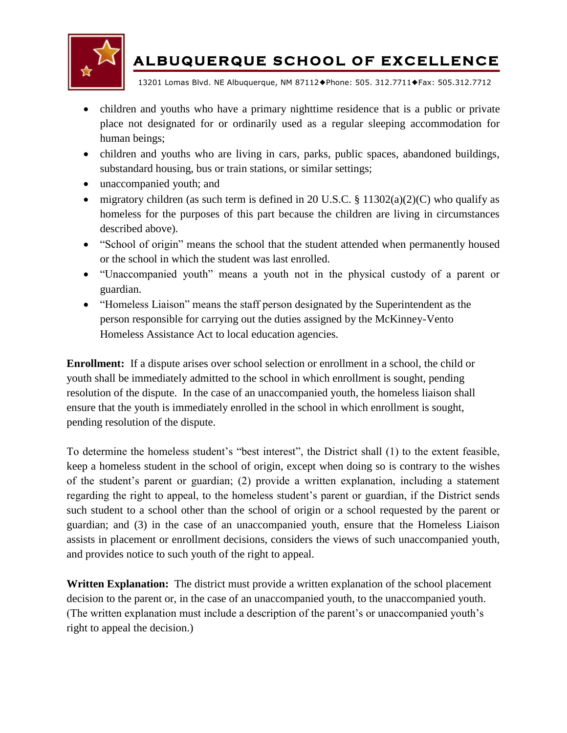- children and youths who have a primary nighttime residence that is a public or private place not designated for or ordinarily used as a regular sleeping accommodation for human beings;
- children and youths who are living in cars, parks, public spaces, abandoned buildings, substandard housing, bus or train stations, or similar settings;
- unaccompanied youth; and
- migratory children (as such term is defined in 20 U.S.C. § 11302(a)(2)(C) who qualify as homeless for the purposes of this part because the children are living in circumstances described above).
- "School of origin" means the school that the student attended when permanently housed or the school in which the student was last enrolled.
- "Unaccompanied youth" means a youth not in the physical custody of a parent or guardian.
- "Homeless Liaison" means the staff person designated by the Superintendent as the person responsible for carrying out the duties assigned by the McKinney-Vento Homeless Assistance Act to local education agencies.

**Enrollment:** If a dispute arises over school selection or enrollment in a school, the child or youth shall be immediately admitted to the school in which enrollment is sought, pending resolution of the dispute. In the case of an unaccompanied youth, the homeless liaison shall ensure that the youth is immediately enrolled in the school in which enrollment is sought, pending resolution of the dispute.

To determine the homeless student's "best interest", the District shall (1) to the extent feasible, keep a homeless student in the school of origin, except when doing so is contrary to the wishes of the student's parent or guardian; (2) provide a written explanation, including a statement regarding the right to appeal, to the homeless student's parent or guardian, if the District sends such student to a school other than the school of origin or a school requested by the parent or guardian; and (3) in the case of an unaccompanied youth, ensure that the Homeless Liaison assists in placement or enrollment decisions, considers the views of such unaccompanied youth, and provides notice to such youth of the right to appeal.

**Written Explanation:** The district must provide a written explanation of the school placement decision to the parent or, in the case of an unaccompanied youth, to the unaccompanied youth. (The written explanation must include a description of the parent's or unaccompanied youth's right to appeal the decision.)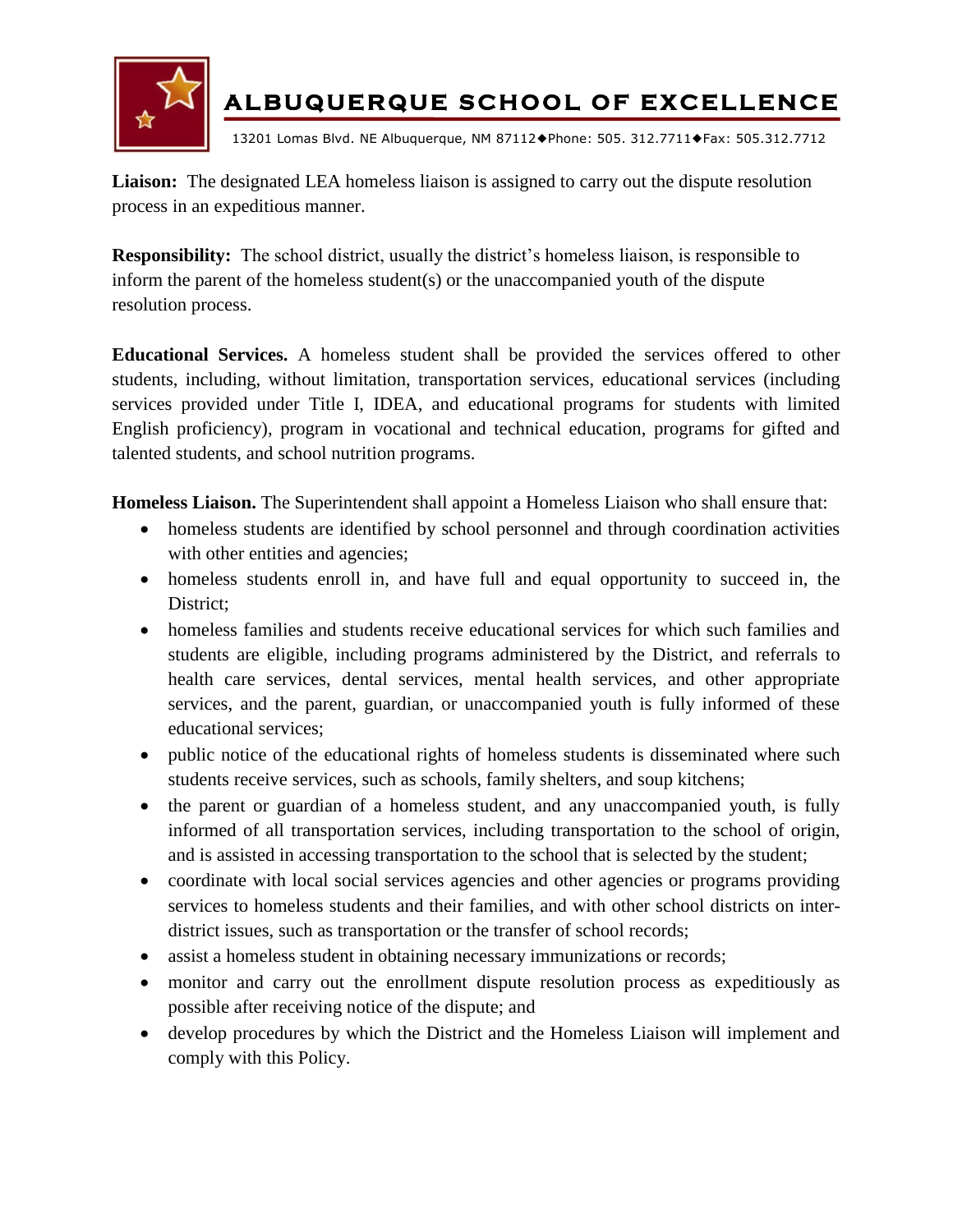**Liaison:** The designated LEA homeless liaison is assigned to carry out the dispute resolution process in an expeditious manner.

**Responsibility:** The school district, usually the district's homeless liaison, is responsible to inform the parent of the homeless student(s) or the unaccompanied youth of the dispute resolution process.

**Educational Services.** A homeless student shall be provided the services offered to other students, including, without limitation, transportation services, educational services (including services provided under Title I, IDEA, and educational programs for students with limited English proficiency), program in vocational and technical education, programs for gifted and talented students, and school nutrition programs.

**Homeless Liaison.** The Superintendent shall appoint a Homeless Liaison who shall ensure that:

- homeless students are identified by school personnel and through coordination activities with other entities and agencies;
- homeless students enroll in, and have full and equal opportunity to succeed in, the District;
- homeless families and students receive educational services for which such families and students are eligible, including programs administered by the District, and referrals to health care services, dental services, mental health services, and other appropriate services, and the parent, guardian, or unaccompanied youth is fully informed of these educational services;
- public notice of the educational rights of homeless students is disseminated where such students receive services, such as schools, family shelters, and soup kitchens;
- the parent or guardian of a homeless student, and any unaccompanied youth, is fully informed of all transportation services, including transportation to the school of origin, and is assisted in accessing transportation to the school that is selected by the student;
- coordinate with local social services agencies and other agencies or programs providing services to homeless students and their families, and with other school districts on inter-district issues, such as transportation or the transfer of school records;
- assist a homeless student in obtaining necessary immunizations or records;
- monitor and carry out the enrollment dispute resolution process as expeditiously as possible after receiving notice of the dispute; and
- develop procedures by which the District and the Homeless Liaison will implement and comply with this Policy.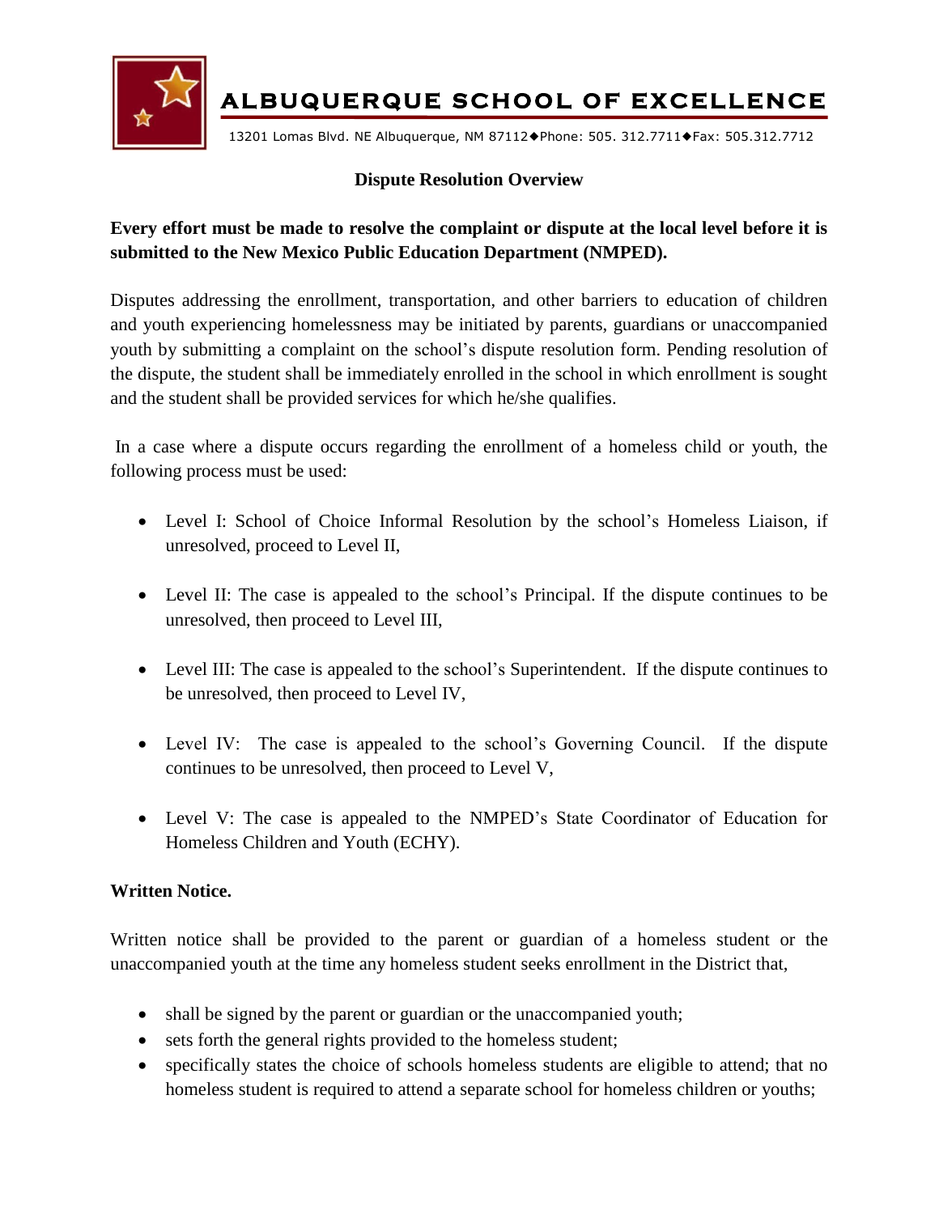# ALBUQUERQUE SCHOOL OF EXCELLENCE

13201 Lomas Blvd. NE Albuquerque, NM 87112◆Phone: 505. 312.7711◆Fax: 505.312.7712

## Dispute Resolution Overview

**Every effort must be made to resolve the complaint or dispute at the local level before it is submitted to the New Mexico Public Education Department (NMPED).**

Disputes addressing the enrollment, transportation, and other barriers to education of children and youth experiencing homelessness may be initiated by parents, guardians or unaccompanied youth by submitting a complaint on the school's dispute resolution form. Pending resolution of the dispute, the student shall be immediately enrolled in the school in which enrollment is sought and the student shall be provided services for which he/she qualifies.

In a case where a dispute occurs regarding the enrollment of a homeless child or youth, the following process must be used:

- Level I: School of Choice Informal Resolution by the school's Homeless Liaison, if unresolved, proceed to Level II,
- Level II: The case is appealed to the school's Principal. If the dispute continues to be unresolved, then proceed to Level III,
- Level III: The case is appealed to the school's Superintendent. If the dispute continues to be unresolved, then proceed to Level IV,
- Level IV: The case is appealed to the school's Governing Council. If the dispute continues to be unresolved, then proceed to Level V,
- Level V: The case is appealed to the NMPED's State Coordinator of Education for Homeless Children and Youth (ECHY).

**Written Notice.**

Written notice shall be provided to the parent or guardian of a homeless student or the unaccompanied youth at the time any homeless student seeks enrollment in the District that,

- shall be signed by the parent or guardian or the unaccompanied youth;
- sets forth the general rights provided to the homeless student;
- specifically states the choice of schools homeless students are eligible to attend; that no homeless student is required to attend a separate school for homeless children or youths;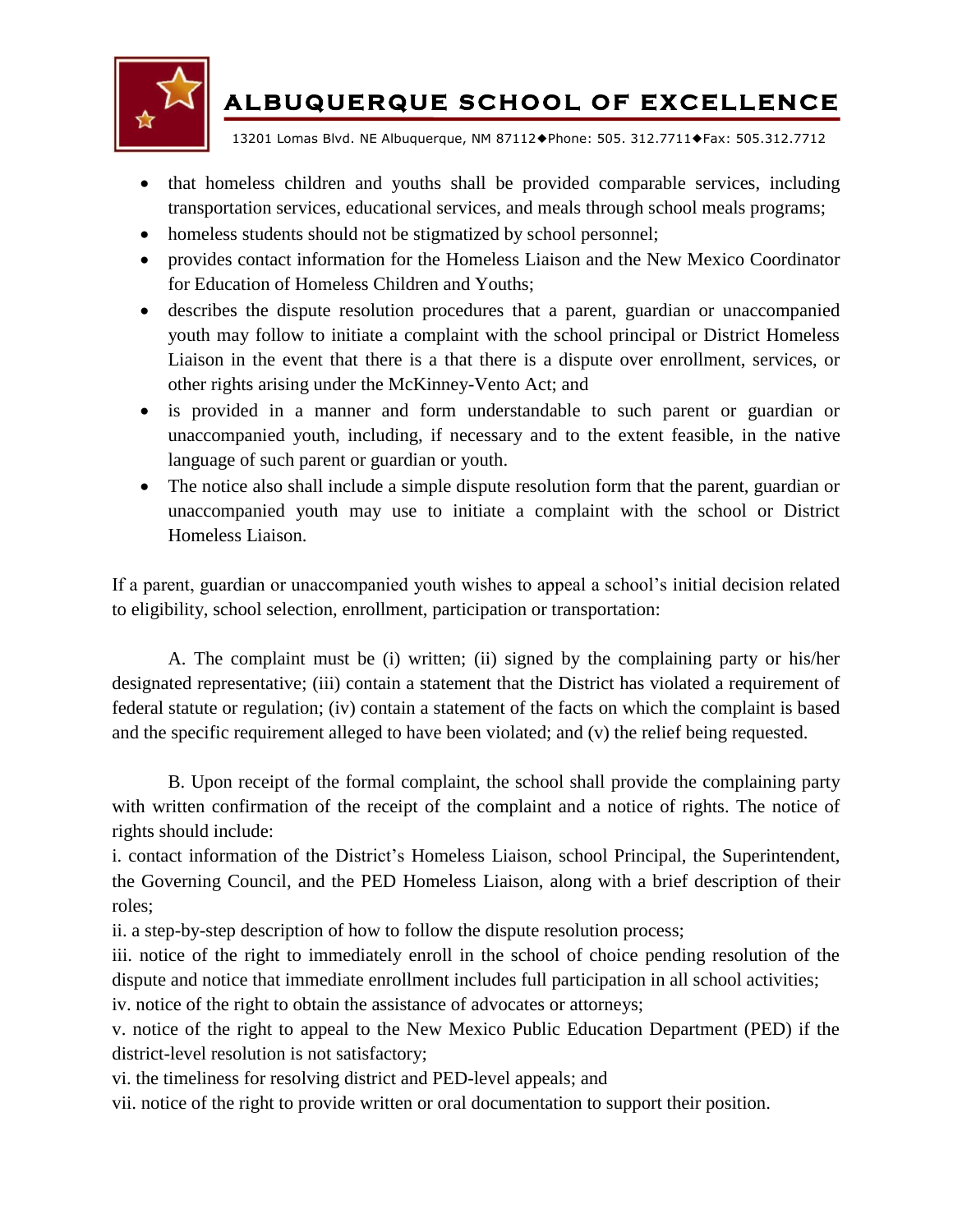- that homeless children and youths shall be provided comparable services, including transportation services, educational services, and meals through school meals programs;
- homeless students should not be stigmatized by school personnel;
- provides contact information for the Homeless Liaison and the New Mexico Coordinator for Education of Homeless Children and Youths;
- describes the dispute resolution procedures that a parent, guardian or unaccompanied youth may follow to initiate a complaint with the school principal or District Homeless Liaison in the event that there is a that there is a dispute over enrollment, services, or other rights arising under the McKinney-Vento Act; and
- is provided in a manner and form understandable to such parent or guardian or unaccompanied youth, including, if necessary and to the extent feasible, in the native language of such parent or guardian or youth.
- The notice also shall include a simple dispute resolution form that the parent, guardian or unaccompanied youth may use to initiate a complaint with the school or District Homeless Liaison.

If a parent, guardian or unaccompanied youth wishes to appeal a school's initial decision related to eligibility, school selection, enrollment, participation or transportation:

A. The complaint must be (i) written; (ii) signed by the complaining party or his/her designated representative; (iii) contain a statement that the District has violated a requirement of federal statute or regulation; (iv) contain a statement of the facts on which the complaint is based and the specific requirement alleged to have been violated; and (v) the relief being requested.

B. Upon receipt of the formal complaint, the school shall provide the complaining party with written confirmation of the receipt of the complaint and a notice of rights. The notice of rights should include:

i. contact information of the District's Homeless Liaison, school Principal, the Superintendent, the Governing Council, and the PED Homeless Liaison, along with a brief description of their roles;

ii. a step-by-step description of how to follow the dispute resolution process;

iii. notice of the right to immediately enroll in the school of choice pending resolution of the dispute and notice that immediate enrollment includes full participation in all school activities;

iv. notice of the right to obtain the assistance of advocates or attorneys;

v. notice of the right to appeal to the New Mexico Public Education Department (PED) if the district-level resolution is not satisfactory;

vi. the timeliness for resolving district and PED-level appeals; and

vii. notice of the right to provide written or oral documentation to support their position.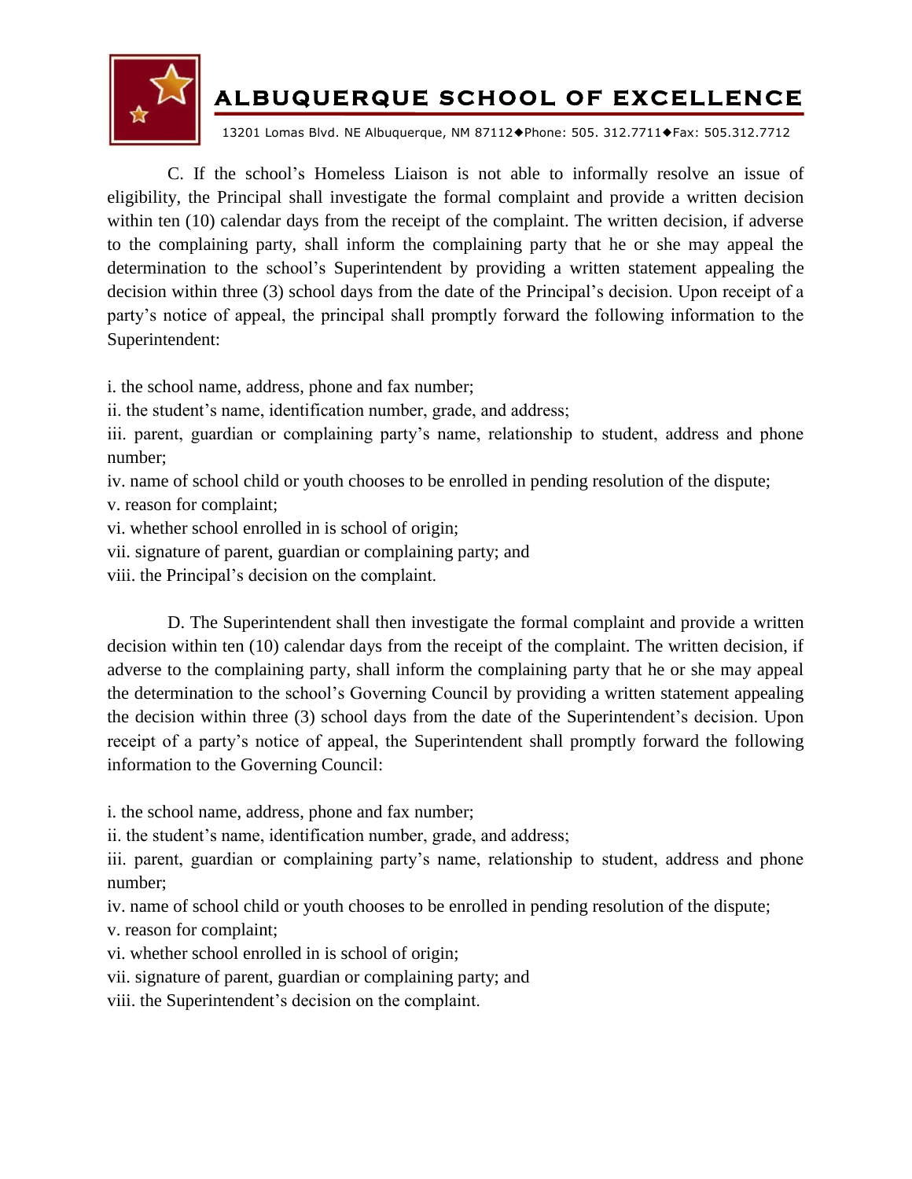C. If the school's Homeless Liaison is not able to informally resolve an issue of eligibility, the Principal shall investigate the formal complaint and provide a written decision within ten (10) calendar days from the receipt of the complaint. The written decision, if adverse to the complaining party, shall inform the complaining party that he or she may appeal the determination to the school's Superintendent by providing a written statement appealing the decision within three (3) school days from the date of the Principal's decision. Upon receipt of a party's notice of appeal, the principal shall promptly forward the following information to the Superintendent:

i. the school name, address, phone and fax number;
ii. the student's name, identification number, grade, and address;
iii. parent, guardian or complaining party's name, relationship to student, address and phone number;
iv. name of school child or youth chooses to be enrolled in pending resolution of the dispute;
v. reason for complaint;
vi. whether school enrolled in is school of origin;
vii. signature of parent, guardian or complaining party; and
viii. the Principal's decision on the complaint.

D. The Superintendent shall then investigate the formal complaint and provide a written decision within ten (10) calendar days from the receipt of the complaint. The written decision, if adverse to the complaining party, shall inform the complaining party that he or she may appeal the determination to the school's Governing Council by providing a written statement appealing the decision within three (3) school days from the date of the Superintendent's decision. Upon receipt of a party's notice of appeal, the Superintendent shall promptly forward the following information to the Governing Council:

i. the school name, address, phone and fax number;
ii. the student's name, identification number, grade, and address;
iii. parent, guardian or complaining party's name, relationship to student, address and phone number;
iv. name of school child or youth chooses to be enrolled in pending resolution of the dispute;
v. reason for complaint;
vi. whether school enrolled in is school of origin;
vii. signature of parent, guardian or complaining party; and
viii. the Superintendent's decision on the complaint.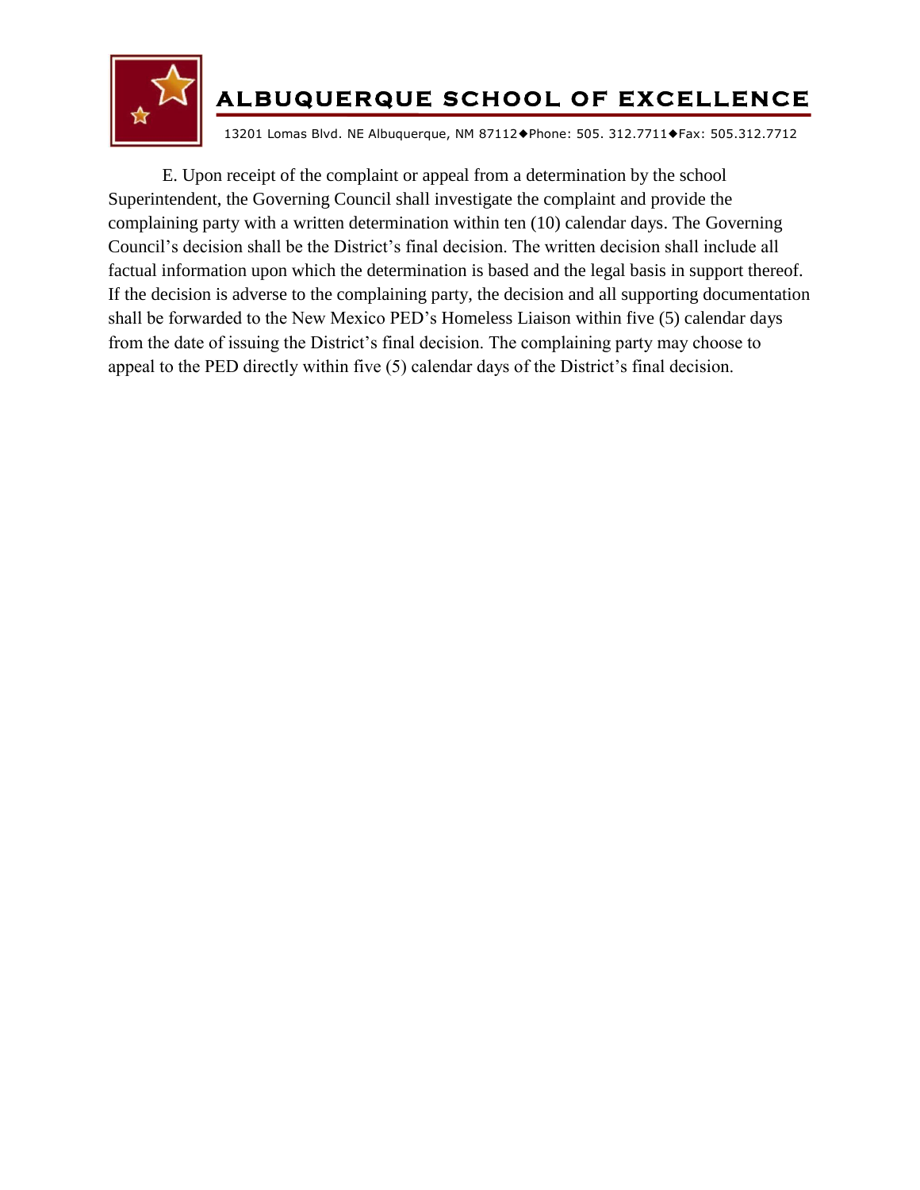E. Upon receipt of the complaint or appeal from a determination by the school Superintendent, the Governing Council shall investigate the complaint and provide the complaining party with a written determination within ten (10) calendar days. The Governing Council's decision shall be the District's final decision. The written decision shall include all factual information upon which the determination is based and the legal basis in support thereof. If the decision is adverse to the complaining party, the decision and all supporting documentation shall be forwarded to the New Mexico PED's Homeless Liaison within five (5) calendar days from the date of issuing the District's final decision. The complaining party may choose to appeal to the PED directly within five (5) calendar days of the District's final decision.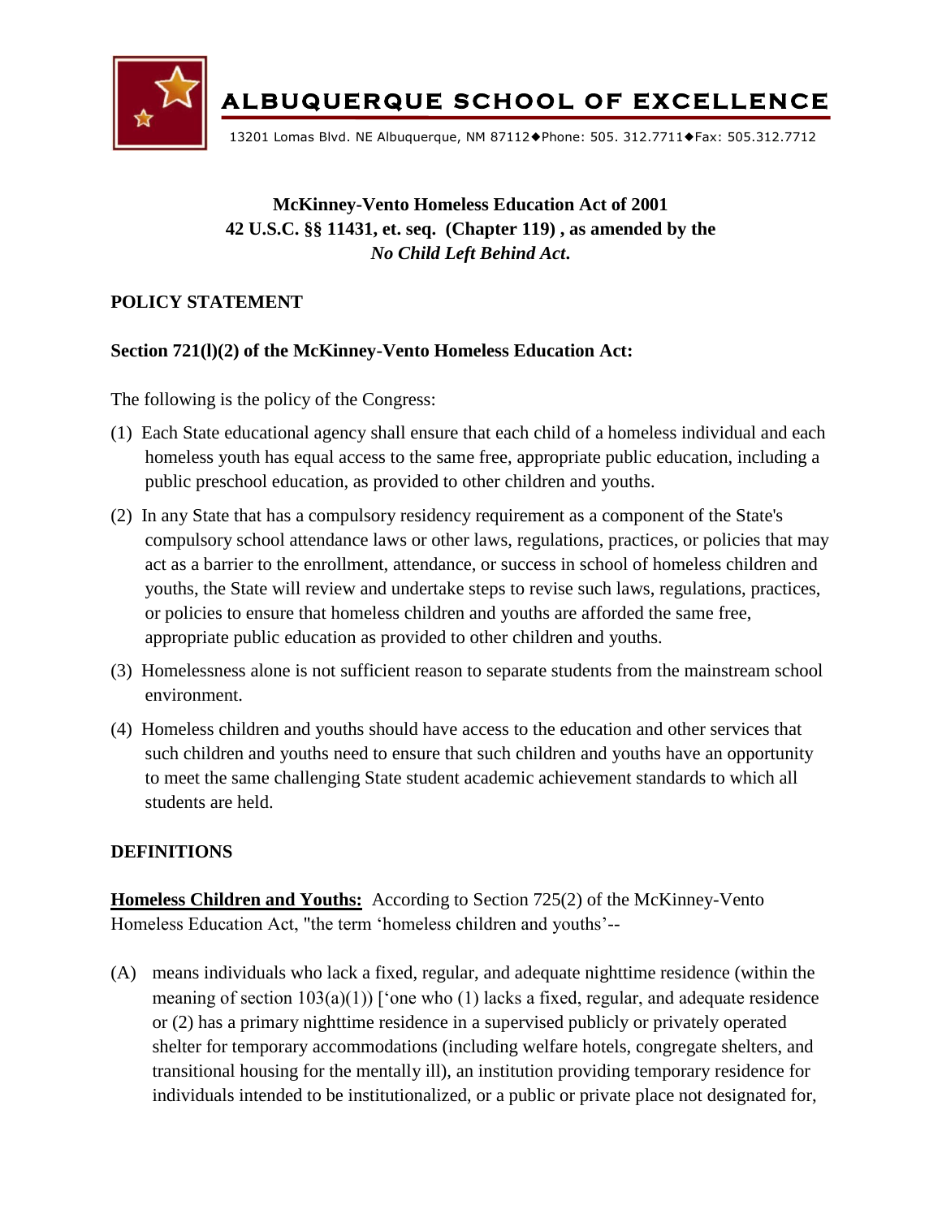# ALBUQUERQUE SCHOOL OF EXCELLENCE

13201 Lomas Blvd. NE Albuquerque, NM 87112◆Phone: 505. 312.7711◆Fax: 505.312.7712

**McKinney-Vento Homeless Education Act of 2001**
**42 U.S.C. §§ 11431, et. seq. (Chapter 119) , as amended by the**
***No Child Left Behind Act.***

## POLICY STATEMENT

### Section 721(l)(2) of the McKinney-Vento Homeless Education Act:

The following is the policy of the Congress:

(1) Each State educational agency shall ensure that each child of a homeless individual and each homeless youth has equal access to the same free, appropriate public education, including a public preschool education, as provided to other children and youths.

(2) In any State that has a compulsory residency requirement as a component of the State's compulsory school attendance laws or other laws, regulations, practices, or policies that may act as a barrier to the enrollment, attendance, or success in school of homeless children and youths, the State will review and undertake steps to revise such laws, regulations, practices, or policies to ensure that homeless children and youths are afforded the same free, appropriate public education as provided to other children and youths.

(3) Homelessness alone is not sufficient reason to separate students from the mainstream school environment.

(4) Homeless children and youths should have access to the education and other services that such children and youths need to ensure that such children and youths have an opportunity to meet the same challenging State student academic achievement standards to which all students are held.

## DEFINITIONS

**Homeless Children and Youths:** According to Section 725(2) of the McKinney-Vento Homeless Education Act, "the term 'homeless children and youths'--

(A) means individuals who lack a fixed, regular, and adequate nighttime residence (within the meaning of section 103(a)(1)) ['one who (1) lacks a fixed, regular, and adequate residence or (2) has a primary nighttime residence in a supervised publicly or privately operated shelter for temporary accommodations (including welfare hotels, congregate shelters, and transitional housing for the mentally ill), an institution providing temporary residence for individuals intended to be institutionalized, or a public or private place not designated for,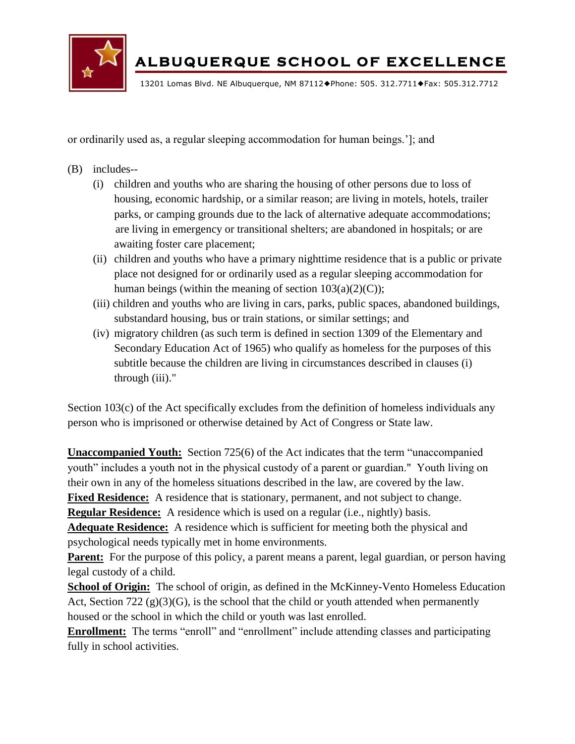or ordinarily used as, a regular sleeping accommodation for human beings.']; and

(B) includes--

(i) children and youths who are sharing the housing of other persons due to loss of housing, economic hardship, or a similar reason; are living in motels, hotels, trailer parks, or camping grounds due to the lack of alternative adequate accommodations; are living in emergency or transitional shelters; are abandoned in hospitals; or are awaiting foster care placement;

(ii) children and youths who have a primary nighttime residence that is a public or private place not designed for or ordinarily used as a regular sleeping accommodation for human beings (within the meaning of section 103(a)(2)(C));

(iii) children and youths who are living in cars, parks, public spaces, abandoned buildings, substandard housing, bus or train stations, or similar settings; and

(iv) migratory children (as such term is defined in section 1309 of the Elementary and Secondary Education Act of 1965) who qualify as homeless for the purposes of this subtitle because the children are living in circumstances described in clauses (i) through (iii)."

Section 103(c) of the Act specifically excludes from the definition of homeless individuals any person who is imprisoned or otherwise detained by Act of Congress or State law.

**Unaccompanied Youth:** Section 725(6) of the Act indicates that the term "unaccompanied youth" includes a youth not in the physical custody of a parent or guardian." Youth living on their own in any of the homeless situations described in the law, are covered by the law.

**Fixed Residence:** A residence that is stationary, permanent, and not subject to change.

**Regular Residence:** A residence which is used on a regular (i.e., nightly) basis.

**Adequate Residence:** A residence which is sufficient for meeting both the physical and psychological needs typically met in home environments.

**Parent:** For the purpose of this policy, a parent means a parent, legal guardian, or person having legal custody of a child.

**School of Origin:** The school of origin, as defined in the McKinney-Vento Homeless Education Act, Section 722 (g)(3)(G), is the school that the child or youth attended when permanently housed or the school in which the child or youth was last enrolled.

**Enrollment:** The terms "enroll" and "enrollment" include attending classes and participating fully in school activities.